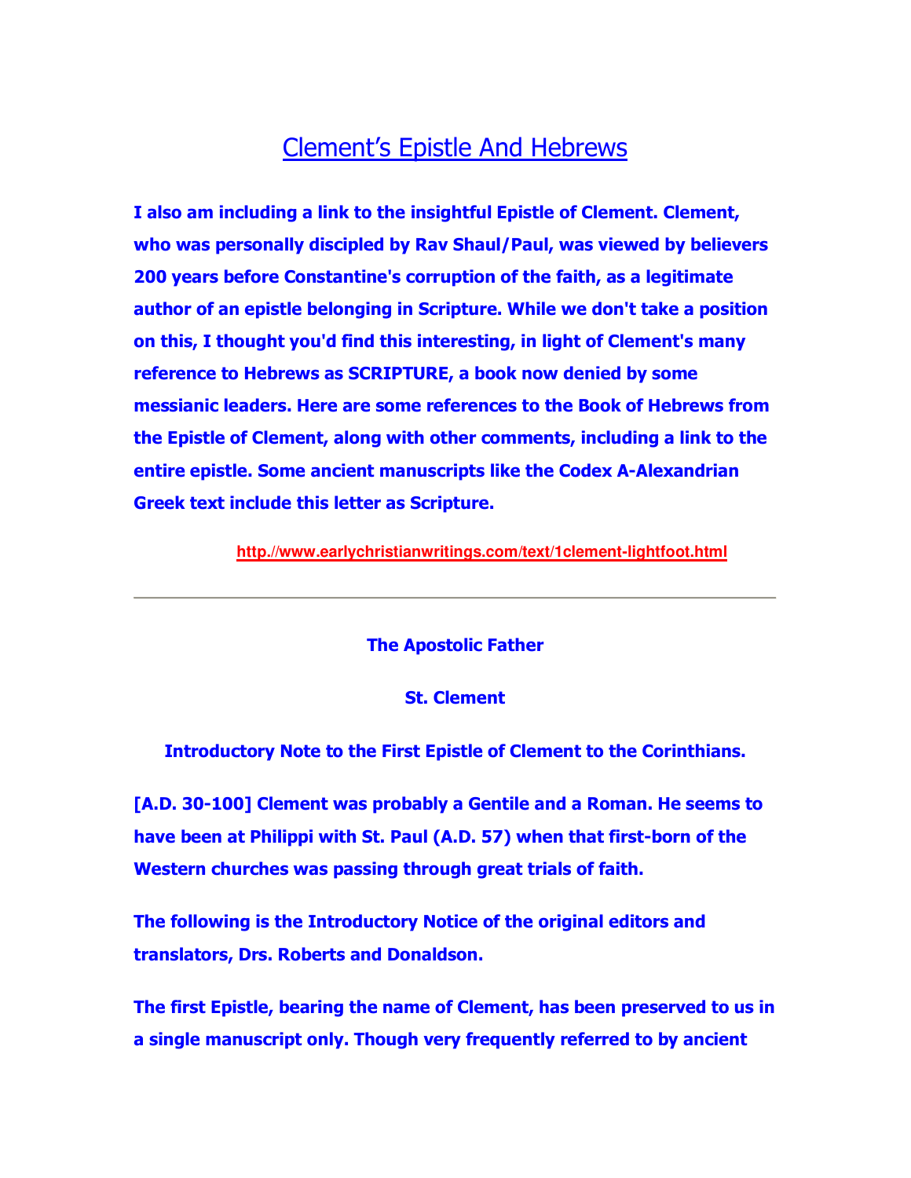# Clement's Epistle And Hebrews

**I also am including a link to the insightful Epistle of Clement. Clement, who was personally discipled by Rav Shaul/Paul, was viewed by believers 200 years before Constantine's corruption of the faith, as a legitimate author of an epistle belonging in Scripture. While we don't take a position on this, I thought you'd find this interesting, in light of Clement's many reference to Hebrews as SCRIPTURE, a book now denied by some messianic leaders. Here are some references to the Book of Hebrews from the Epistle of Clement, along with other comments, including a link to the entire epistle. Some ancient manuscripts like the Codex A-Alexandrian Greek text include this letter as Scripture.**

**http.//www.earlychristianwritings.com/text/1clement-lightfoot.html**

---

**The Apostolic Father**

**St. Clement**

**Introductory Note to the First Epistle of Clement to the Corinthians.**

**[A.D. 30-100] Clement was probably a Gentile and a Roman. He seems to have been at Philippi with St. Paul (A.D. 57) when that first-born of the Western churches was passing through great trials of faith.**

**The following is the Introductory Notice of the original editors and translators, Drs. Roberts and Donaldson.**

**The first Epistle, bearing the name of Clement, has been preserved to us in a single manuscript only. Though very frequently referred to by ancient**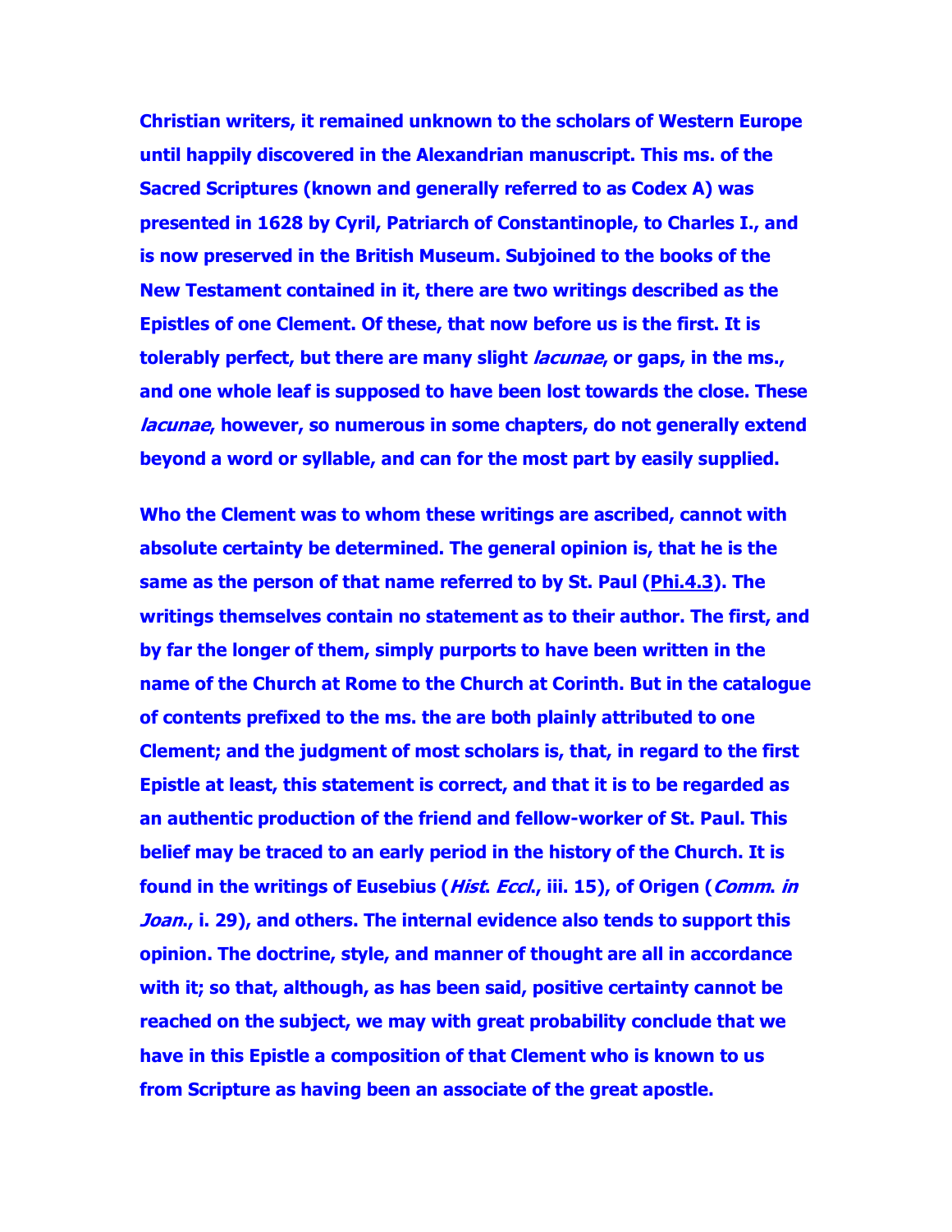Christian writers, it remained unknown to the scholars of Western Europe until happily discovered in the Alexandrian manuscript. This ms. of the Sacred Scriptures (known and generally referred to as Codex A) was presented in 1628 by Cyril, Patriarch of Constantinople, to Charles I., and is now preserved in the British Museum. Subjoined to the books of the New Testament contained in it, there are two writings described as the Epistles of one Clement. Of these, that now before us is the first. It is tolerably perfect, but there are many slight *lacunae*, or gaps, in the ms., and one whole leaf is supposed to have been lost towards the close. These *lacunae*, however, so numerous in some chapters, do not generally extend beyond a word or syllable, and can for the most part by easily supplied.

Who the Clement was to whom these writings are ascribed, cannot with absolute certainty be determined. The general opinion is, that he is the same as the person of that name referred to by St. Paul (Phi.4.3). The writings themselves contain no statement as to their author. The first, and by far the longer of them, simply purports to have been written in the name of the Church at Rome to the Church at Corinth. But in the catalogue of contents prefixed to the ms. the are both plainly attributed to one Clement; and the judgment of most scholars is, that, in regard to the first Epistle at least, this statement is correct, and that it is to be regarded as an authentic production of the friend and fellow-worker of St. Paul. This belief may be traced to an early period in the history of the Church. It is found in the writings of Eusebius (*Hist. Eccl.*, iii. 15), of Origen (*Comm. in Joan.*, i. 29), and others. The internal evidence also tends to support this opinion. The doctrine, style, and manner of thought are all in accordance with it; so that, although, as has been said, positive certainty cannot be reached on the subject, we may with great probability conclude that we have in this Epistle a composition of that Clement who is known to us from Scripture as having been an associate of the great apostle.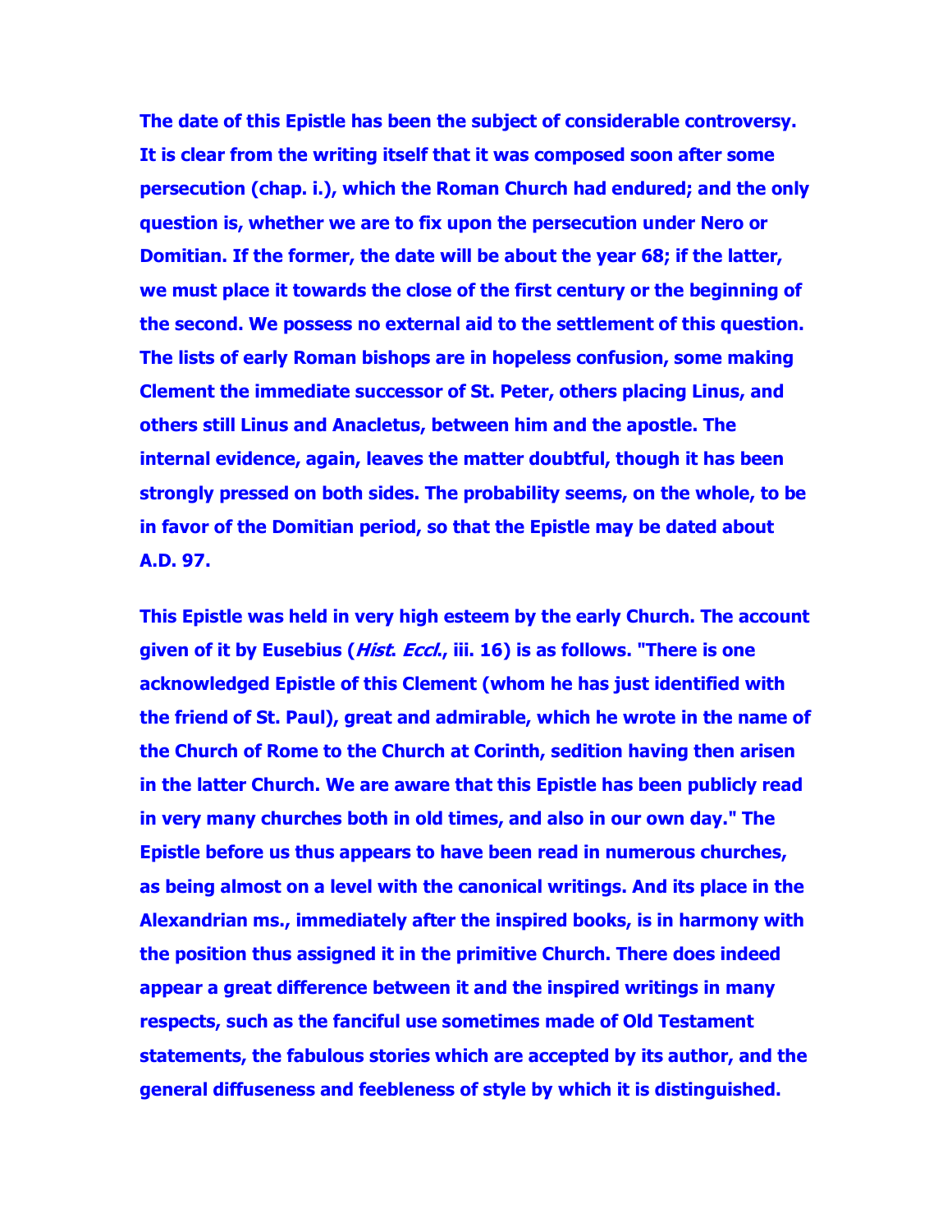The date of this Epistle has been the subject of considerable controversy. It is clear from the writing itself that it was composed soon after some persecution (chap. i.), which the Roman Church had endured; and the only question is, whether we are to fix upon the persecution under Nero or Domitian. If the former, the date will be about the year 68; if the latter, we must place it towards the close of the first century or the beginning of the second. We possess no external aid to the settlement of this question. The lists of early Roman bishops are in hopeless confusion, some making Clement the immediate successor of St. Peter, others placing Linus, and others still Linus and Anacletus, between him and the apostle. The internal evidence, again, leaves the matter doubtful, though it has been strongly pressed on both sides. The probability seems, on the whole, to be in favor of the Domitian period, so that the Epistle may be dated about A.D. 97.

This Epistle was held in very high esteem by the early Church. The account given of it by Eusebius (*Hist. Eccl.*, iii. 16) is as follows. "There is one acknowledged Epistle of this Clement (whom he has just identified with the friend of St. Paul), great and admirable, which he wrote in the name of the Church of Rome to the Church at Corinth, sedition having then arisen in the latter Church. We are aware that this Epistle has been publicly read in very many churches both in old times, and also in our own day." The Epistle before us thus appears to have been read in numerous churches, as being almost on a level with the canonical writings. And its place in the Alexandrian ms., immediately after the inspired books, is in harmony with the position thus assigned it in the primitive Church. There does indeed appear a great difference between it and the inspired writings in many respects, such as the fanciful use sometimes made of Old Testament statements, the fabulous stories which are accepted by its author, and the general diffuseness and feebleness of style by which it is distinguished.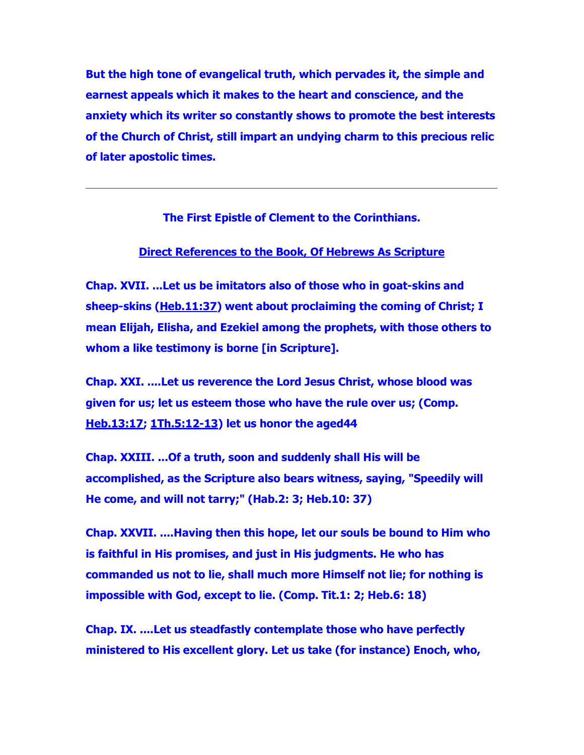**But the high tone of evangelical truth, which pervades it, the simple and earnest appeals which it makes to the heart and conscience, and the anxiety which its writer so constantly shows to promote the best interests of the Church of Christ, still impart an undying charm to this precious relic of later apostolic times.**

---

**The First Epistle of Clement to the Corinthians.**

**Direct References to the Book, Of Hebrews As Scripture**

**Chap. XVII. ...Let us be imitators also of those who in goat-skins and sheep-skins (Heb.11:37) went about proclaiming the coming of Christ; I mean Elijah, Elisha, and Ezekiel among the prophets, with those others to whom a like testimony is borne [in Scripture].**

**Chap. XXI. ....Let us reverence the Lord Jesus Christ, whose blood was given for us; let us esteem those who have the rule over us; (Comp. Heb.13:17; 1Th.5:12-13) let us honor the aged44**

**Chap. XXIII. ...Of a truth, soon and suddenly shall His will be accomplished, as the Scripture also bears witness, saying, "Speedily will He come, and will not tarry;" (Hab.2: 3; Heb.10: 37)**

**Chap. XXVII. ....Having then this hope, let our souls be bound to Him who is faithful in His promises, and just in His judgments. He who has commanded us not to lie, shall much more Himself not lie; for nothing is impossible with God, except to lie. (Comp. Tit.1: 2; Heb.6: 18)**

**Chap. IX. ....Let us steadfastly contemplate those who have perfectly ministered to His excellent glory. Let us take (for instance) Enoch, who,**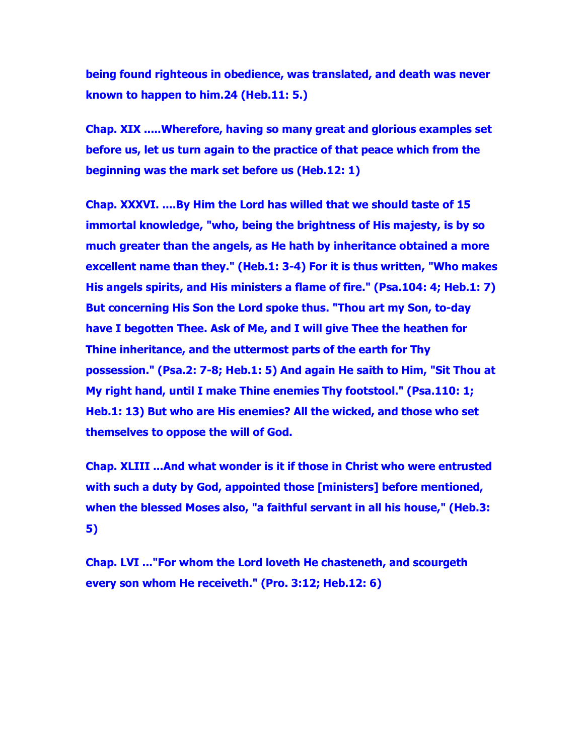**being found righteous in obedience, was translated, and death was never known to happen to him.24 (Heb.11: 5.)**

**Chap. XIX .....Wherefore, having so many great and glorious examples set before us, let us turn again to the practice of that peace which from the beginning was the mark set before us (Heb.12: 1)**

**Chap. XXXVI. ....By Him the Lord has willed that we should taste of 15 immortal knowledge, "who, being the brightness of His majesty, is by so much greater than the angels, as He hath by inheritance obtained a more excellent name than they." (Heb.1: 3-4) For it is thus written, "Who makes His angels spirits, and His ministers a flame of fire." (Psa.104: 4; Heb.1: 7) But concerning His Son the Lord spoke thus. "Thou art my Son, to-day have I begotten Thee. Ask of Me, and I will give Thee the heathen for Thine inheritance, and the uttermost parts of the earth for Thy possession." (Psa.2: 7-8; Heb.1: 5) And again He saith to Him, "Sit Thou at My right hand, until I make Thine enemies Thy footstool." (Psa.110: 1; Heb.1: 13) But who are His enemies? All the wicked, and those who set themselves to oppose the will of God.**

**Chap. XLIII ...And what wonder is it if those in Christ who were entrusted with such a duty by God, appointed those [ministers] before mentioned, when the blessed Moses also, "a faithful servant in all his house," (Heb.3: 5)**

**Chap. LVI ..."For whom the Lord loveth He chasteneth, and scourgeth every son whom He receiveth." (Pro. 3:12; Heb.12: 6)**